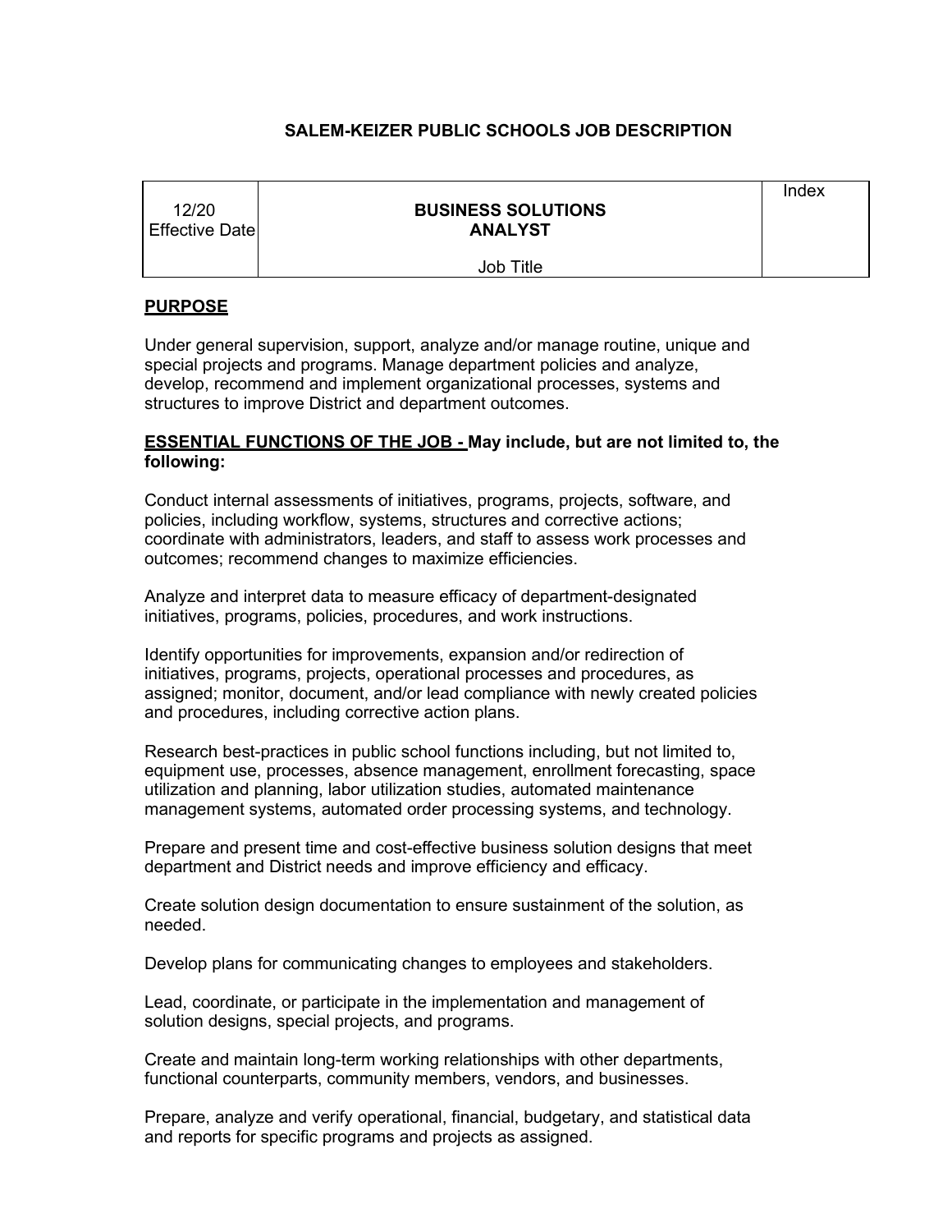# SALEM-KEIZER PUBLIC SCHOOLS JOB DESCRIPTION

| 12/20<br>Effective Date | **BUSINESS SOLUTIONS ANALYST**<br><br>Job Title | Index |
|---|---|---|

## PURPOSE

Under general supervision, support, analyze and/or manage routine, unique and special projects and programs. Manage department policies and analyze, develop, recommend and implement organizational processes, systems and structures to improve District and department outcomes.

## ESSENTIAL FUNCTIONS OF THE JOB - May include, but are not limited to, the following:

Conduct internal assessments of initiatives, programs, projects, software, and policies, including workflow, systems, structures and corrective actions; coordinate with administrators, leaders, and staff to assess work processes and outcomes; recommend changes to maximize efficiencies.

Analyze and interpret data to measure efficacy of department-designated initiatives, programs, policies, procedures, and work instructions.

Identify opportunities for improvements, expansion and/or redirection of initiatives, programs, projects, operational processes and procedures, as assigned; monitor, document, and/or lead compliance with newly created policies and procedures, including corrective action plans.

Research best-practices in public school functions including, but not limited to, equipment use, processes, absence management, enrollment forecasting, space utilization and planning, labor utilization studies, automated maintenance management systems, automated order processing systems, and technology.

Prepare and present time and cost-effective business solution designs that meet department and District needs and improve efficiency and efficacy.

Create solution design documentation to ensure sustainment of the solution, as needed.

Develop plans for communicating changes to employees and stakeholders.

Lead, coordinate, or participate in the implementation and management of solution designs, special projects, and programs.

Create and maintain long-term working relationships with other departments, functional counterparts, community members, vendors, and businesses.

Prepare, analyze and verify operational, financial, budgetary, and statistical data and reports for specific programs and projects as assigned.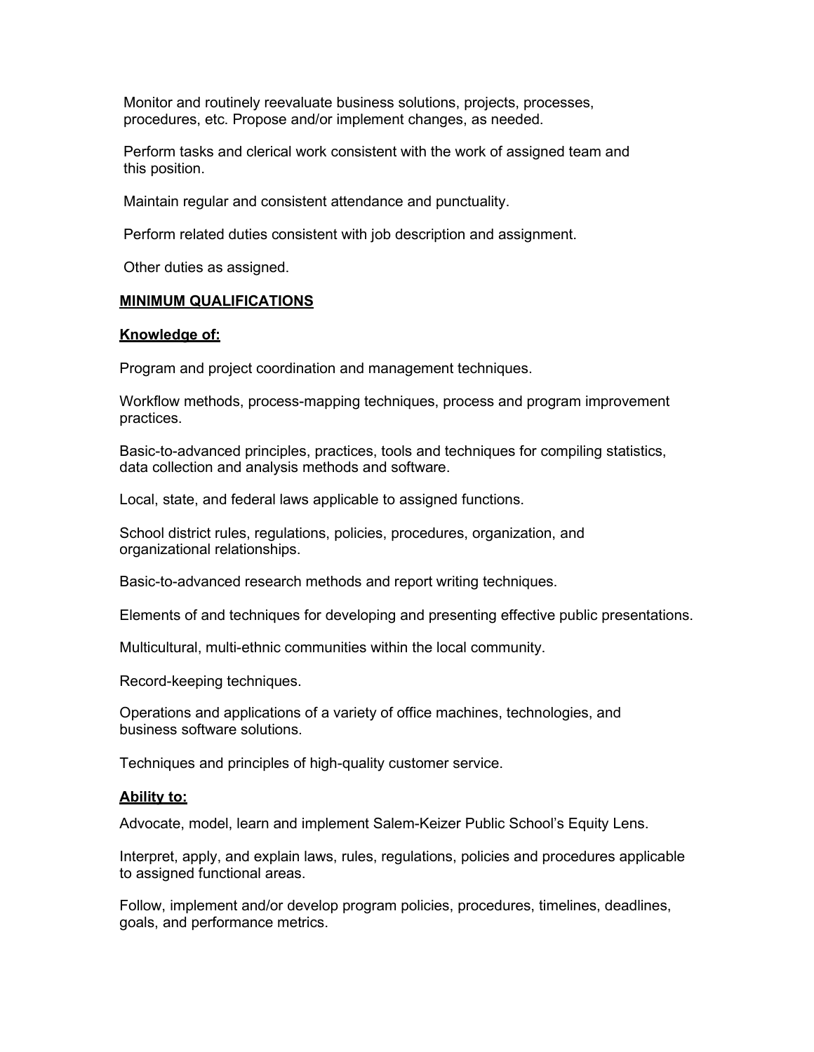Monitor and routinely reevaluate business solutions, projects, processes, procedures, etc. Propose and/or implement changes, as needed.

Perform tasks and clerical work consistent with the work of assigned team and this position.

Maintain regular and consistent attendance and punctuality.

Perform related duties consistent with job description and assignment.

Other duties as assigned.

## MINIMUM QUALIFICATIONS

### Knowledge of:

Program and project coordination and management techniques.

Workflow methods, process-mapping techniques, process and program improvement practices.

Basic-to-advanced principles, practices, tools and techniques for compiling statistics, data collection and analysis methods and software.

Local, state, and federal laws applicable to assigned functions.

School district rules, regulations, policies, procedures, organization, and organizational relationships.

Basic-to-advanced research methods and report writing techniques.

Elements of and techniques for developing and presenting effective public presentations.

Multicultural, multi-ethnic communities within the local community.

Record-keeping techniques.

Operations and applications of a variety of office machines, technologies, and business software solutions.

Techniques and principles of high-quality customer service.

### Ability to:

Advocate, model, learn and implement Salem-Keizer Public School's Equity Lens.

Interpret, apply, and explain laws, rules, regulations, policies and procedures applicable to assigned functional areas.

Follow, implement and/or develop program policies, procedures, timelines, deadlines, goals, and performance metrics.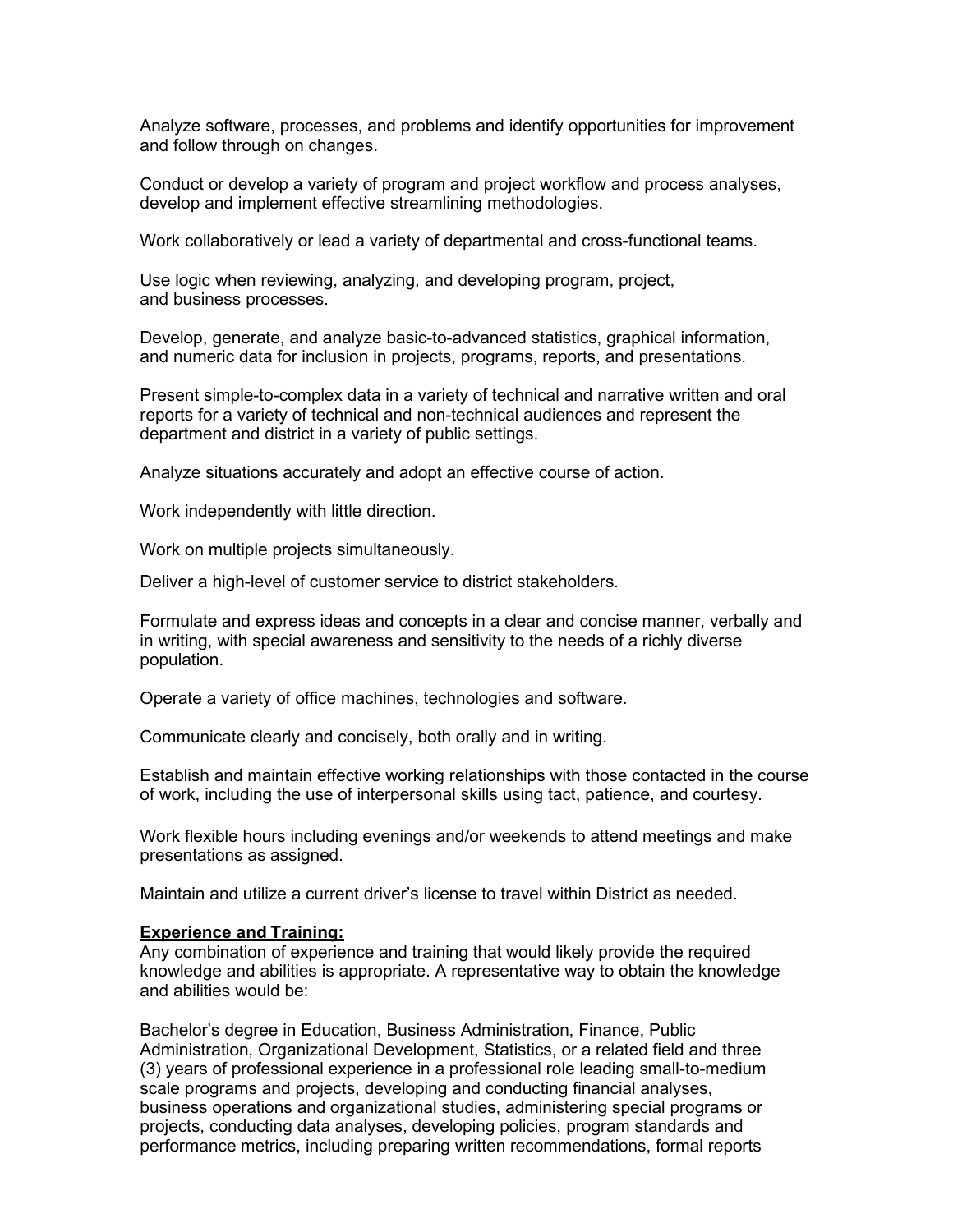Analyze software, processes, and problems and identify opportunities for improvement and follow through on changes.

Conduct or develop a variety of program and project workflow and process analyses, develop and implement effective streamlining methodologies.

Work collaboratively or lead a variety of departmental and cross-functional teams.

Use logic when reviewing, analyzing, and developing program, project, and business processes.

Develop, generate, and analyze basic-to-advanced statistics, graphical information, and numeric data for inclusion in projects, programs, reports, and presentations.

Present simple-to-complex data in a variety of technical and narrative written and oral reports for a variety of technical and non-technical audiences and represent the department and district in a variety of public settings.

Analyze situations accurately and adopt an effective course of action.

Work independently with little direction.

Work on multiple projects simultaneously.

Deliver a high-level of customer service to district stakeholders.

Formulate and express ideas and concepts in a clear and concise manner, verbally and in writing, with special awareness and sensitivity to the needs of a richly diverse population.

Operate a variety of office machines, technologies and software.

Communicate clearly and concisely, both orally and in writing.

Establish and maintain effective working relationships with those contacted in the course of work, including the use of interpersonal skills using tact, patience, and courtesy.

Work flexible hours including evenings and/or weekends to attend meetings and make presentations as assigned.

Maintain and utilize a current driver's license to travel within District as needed.

**Experience and Training:**

Any combination of experience and training that would likely provide the required knowledge and abilities is appropriate. A representative way to obtain the knowledge and abilities would be:

Bachelor's degree in Education, Business Administration, Finance, Public Administration, Organizational Development, Statistics, or a related field and three (3) years of professional experience in a professional role leading small-to-medium scale programs and projects, developing and conducting financial analyses, business operations and organizational studies, administering special programs or projects, conducting data analyses, developing policies, program standards and performance metrics, including preparing written recommendations, formal reports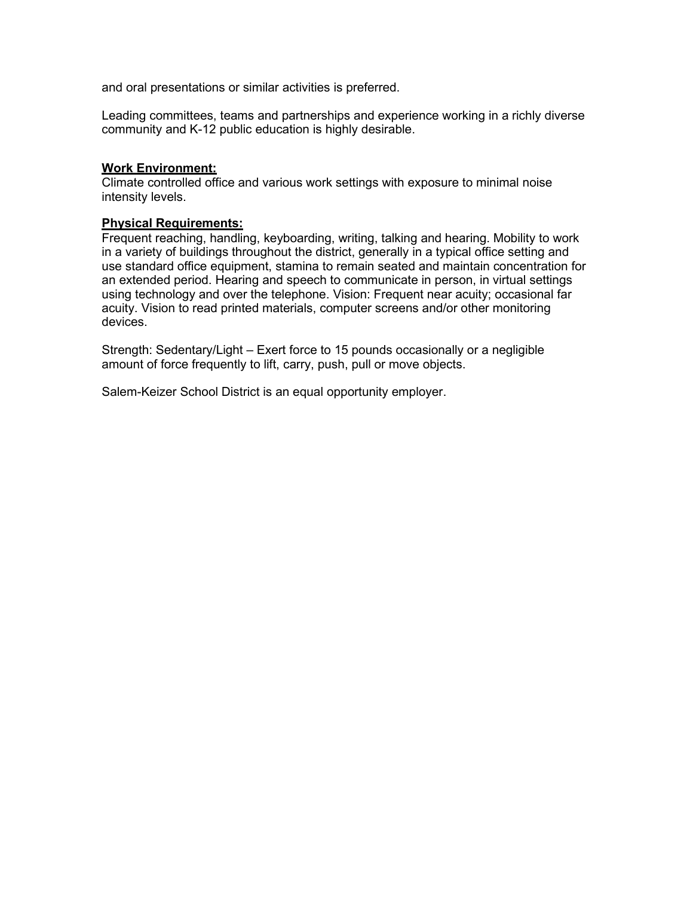and oral presentations or similar activities is preferred.

Leading committees, teams and partnerships and experience working in a richly diverse community and K-12 public education is highly desirable.

**Work Environment:**
Climate controlled office and various work settings with exposure to minimal noise intensity levels.

**Physical Requirements:**
Frequent reaching, handling, keyboarding, writing, talking and hearing. Mobility to work in a variety of buildings throughout the district, generally in a typical office setting and use standard office equipment, stamina to remain seated and maintain concentration for an extended period. Hearing and speech to communicate in person, in virtual settings using technology and over the telephone. Vision: Frequent near acuity; occasional far acuity. Vision to read printed materials, computer screens and/or other monitoring devices.

Strength: Sedentary/Light – Exert force to 15 pounds occasionally or a negligible amount of force frequently to lift, carry, push, pull or move objects.

Salem-Keizer School District is an equal opportunity employer.